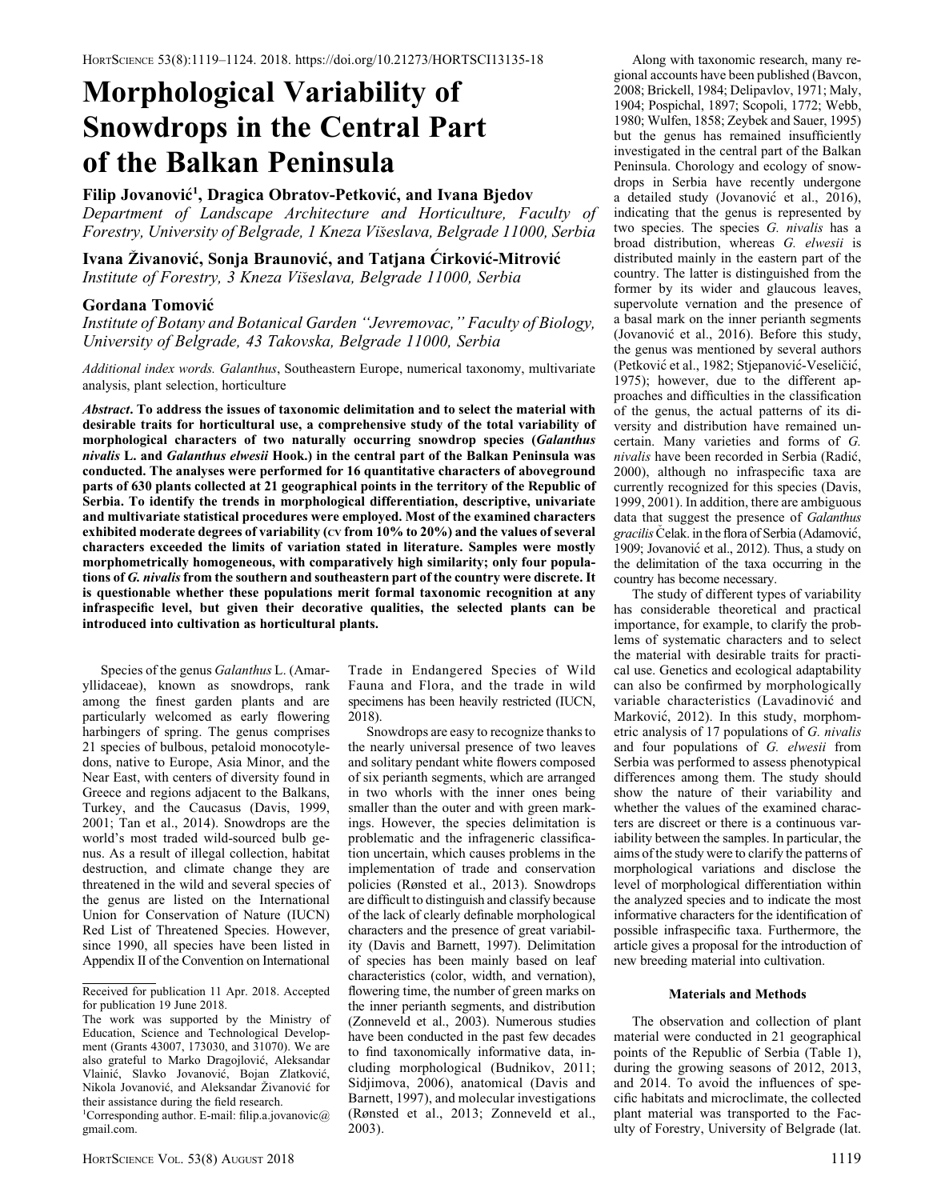HortScience 53(8):1119–1124. 2018. https://doi.org/10.21273/HORTSCI13135-18

# Morphological Variability of Snowdrops in the Central Part of the Balkan Peninsula

**Filip Jovanović[1], Dragica Obratov-Petković, and Ivana Bjedov**

*Department of Landscape Architecture and Horticulture, Faculty of Forestry, University of Belgrade, 1 Kneza Višeslava, Belgrade 11000, Serbia*

**Ivana Živanović, Sonja Braunović, and Tatjana Ćirković-Mitrović**

*Institute of Forestry, 3 Kneza Višeslava, Belgrade 11000, Serbia*

**Gordana Tomović**

*Institute of Botany and Botanical Garden "Jevremovac," Faculty of Biology, University of Belgrade, 43 Takovska, Belgrade 11000, Serbia*

*Additional index words.* *Galanthus*, Southeastern Europe, numerical taxonomy, multivariate analysis, plant selection, horticulture

***Abstract*. To address the issues of taxonomic delimitation and to select the material with desirable traits for horticultural use, a comprehensive study of the total variability of morphological characters of two naturally occurring snowdrop species (*Galanthus nivalis* L. and *Galanthus elwesii* Hook.) in the central part of the Balkan Peninsula was conducted. The analyses were performed for 16 quantitative characters of aboveground parts of 630 plants collected at 21 geographical points in the territory of the Republic of Serbia. To identify the trends in morphological differentiation, descriptive, univariate and multivariate statistical procedures were employed. Most of the examined characters exhibited moderate degrees of variability (CV from 10% to 20%) and the values of several characters exceeded the limits of variation stated in literature. Samples were mostly morphometrically homogeneous, with comparatively high similarity; only four populations of *G. nivalis* from the southern and southeastern part of the country were discrete. It is questionable whether these populations merit formal taxonomic recognition at any infraspecific level, but given their decorative qualities, the selected plants can be introduced into cultivation as horticultural plants.**

Species of the genus *Galanthus* L. (Amaryllidaceae), known as snowdrops, rank among the finest garden plants and are particularly welcomed as early flowering harbingers of spring. The genus comprises 21 species of bulbous, petaloid monocotyledons, native to Europe, Asia Minor, and the Near East, with centers of diversity found in Greece and regions adjacent to the Balkans, Turkey, and the Caucasus (Davis, 1999, 2001; Tan et al., 2014). Snowdrops are the world's most traded wild-sourced bulb genus. As a result of illegal collection, habitat destruction, and climate change they are threatened in the wild and several species of the genus are listed on the International Union for Conservation of Nature (IUCN) Red List of Threatened Species. However, since 1990, all species have been listed in Appendix II of the Convention on International Trade in Endangered Species of Wild Fauna and Flora, and the trade in wild specimens has been heavily restricted (IUCN, 2018).

Snowdrops are easy to recognize thanks to the nearly universal presence of two leaves and solitary pendant white flowers composed of six perianth segments, which are arranged in two whorls with the inner ones being smaller than the outer and with green markings. However, the species delimitation is problematic and the infrageneric classification uncertain, which causes problems in the implementation of trade and conservation policies (Rønsted et al., 2013). Snowdrops are difficult to distinguish and classify because of the lack of clearly definable morphological characters and the presence of great variability (Davis and Barnett, 1997). Delimitation of species has been mainly based on leaf characteristics (color, width, and vernation), flowering time, the number of green marks on the inner perianth segments, and distribution (Zonneveld et al., 2003). Numerous studies have been conducted in the past few decades to find taxonomically informative data, including morphological (Budnikov, 2011; Sidjimova, 2006), anatomical (Davis and Barnett, 1997), and molecular investigations (Rønsted et al., 2013; Zonneveld et al., 2003).

Along with taxonomic research, many regional accounts have been published (Bavcon, 2008; Brickell, 1984; Delipavlov, 1971; Maly, 1904; Pospichal, 1897; Scopoli, 1772; Webb, 1980; Wulfen, 1858; Zeybek and Sauer, 1995) but the genus has remained insufficiently investigated in the central part of the Balkan Peninsula. Chorology and ecology of snowdrops in Serbia have recently undergone a detailed study (Jovanović et al., 2016), indicating that the genus is represented by two species. The species *G. nivalis* has a broad distribution, whereas *G. elwesii* is distributed mainly in the eastern part of the country. The latter is distinguished from the former by its wider and glaucous leaves, supervolute vernation and the presence of a basal mark on the inner perianth segments (Jovanović et al., 2016). Before this study, the genus was mentioned by several authors (Petković et al., 1982; Stjepanović-Veseličić, 1975); however, due to the different approaches and difficulties in the classification of the genus, the actual patterns of its diversity and distribution have remained uncertain. Many varieties and forms of *G. nivalis* have been recorded in Serbia (Radić, 2000), although no infraspecific taxa are currently recognized for this species (Davis, 1999, 2001). In addition, there are ambiguous data that suggest the presence of *Galanthus gracilis* Čelak. in the flora of Serbia (Adamović, 1909; Jovanović et al., 2012). Thus, a study on the delimitation of the taxa occurring in the country has become necessary.

The study of different types of variability has considerable theoretical and practical importance, for example, to clarify the problems of systematic characters and to select the material with desirable traits for practical use. Genetics and ecological adaptability can also be confirmed by morphologically variable characteristics (Lavadinović and Marković, 2012). In this study, morphometric analysis of 17 populations of *G. nivalis* and four populations of *G. elwesii* from Serbia was performed to assess phenotypical differences among them. The study should show the nature of their variability and whether the values of the examined characters are discreet or there is a continuous variability between the samples. In particular, the aims of the study were to clarify the patterns of morphological variations and disclose the level of morphological differentiation within the analyzed species and to indicate the most informative characters for the identification of possible infraspecific taxa. Furthermore, the article gives a proposal for the introduction of new breeding material into cultivation.

## Materials and Methods

The observation and collection of plant material were conducted in 21 geographical points of the Republic of Serbia (Table 1), during the growing seasons of 2012, 2013, and 2014. To avoid the influences of specific habitats and microclimate, the collected plant material was transported to the Faculty of Forestry, University of Belgrade (lat.

---

Received for publication 11 Apr. 2018. Accepted for publication 19 June 2018.

The work was supported by the Ministry of Education, Science and Technological Development (Grants 43007, 173030, and 31070). We are also grateful to Marko Dragojlović, Aleksandar Vlainić, Slavko Jovanović, Bojan Zlatković, Nikola Jovanović, and Aleksandar Živanović for their assistance during the field research.

[1]Corresponding author. E-mail: filip.a.jovanovic@gmail.com.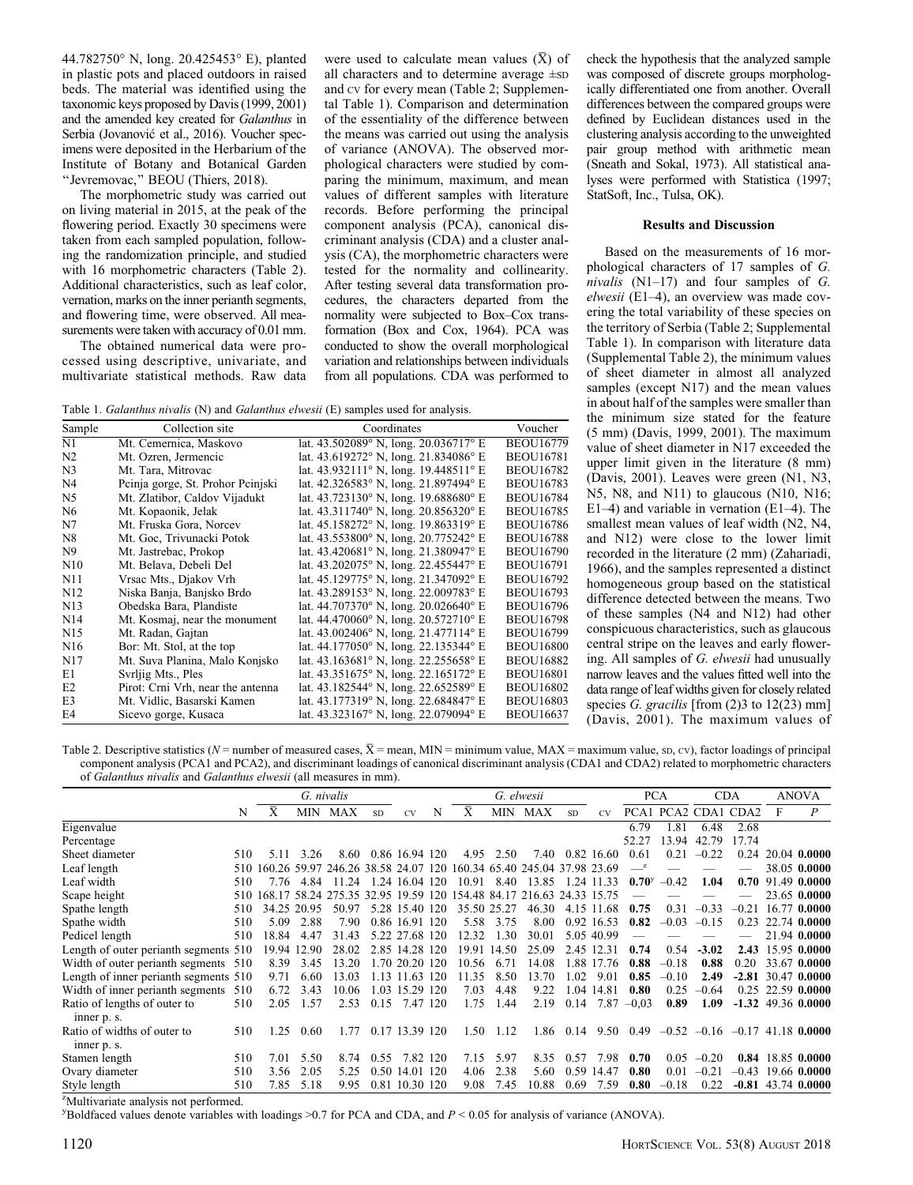44.782750° N, long. 20.425453° E), planted in plastic pots and placed outdoors in raised beds. The material was identified using the taxonomic keys proposed by Davis (1999, 2001) and the amended key created for *Galanthus* in Serbia (Jovanović et al., 2016). Voucher specimens were deposited in the Herbarium of the Institute of Botany and Botanical Garden "Jevremovac," BEOU (Thiers, 2018).

The morphometric study was carried out on living material in 2015, at the peak of the flowering period. Exactly 30 specimens were taken from each sampled population, following the randomization principle, and studied with 16 morphometric characters (Table 2). Additional characteristics, such as leaf color, vernation, marks on the inner perianth segments, and flowering time, were observed. All measurements were taken with accuracy of 0.01 mm.

The obtained numerical data were processed using descriptive, univariate, and multivariate statistical methods. Raw data were used to calculate mean values ($\bar{X}$) of all characters and to determine average ±SD and CV for every mean (Table 2; Supplemental Table 1). Comparison and determination of the essentiality of the difference between the means was carried out using the analysis of variance (ANOVA). The observed morphological characters were studied by comparing the minimum, maximum, and mean values of different samples with literature records. Before performing the principal component analysis (PCA), canonical discriminant analysis (CDA) and a cluster analysis (CA), the morphometric characters were tested for the normality and collinearity. After testing several data transformation procedures, the characters departed from the normality were subjected to Box–Cox transformation (Box and Cox, 1964). PCA was conducted to show the overall morphological variation and relationships between individuals from all populations. CDA was performed to check the hypothesis that the analyzed sample was composed of discrete groups morphologically differentiated one from another. Overall differences between the compared groups were defined by Euclidean distances used in the clustering analysis according to the unweighted pair group method with arithmetic mean (Sneath and Sokal, 1973). All statistical analyses were performed with Statistica (1997; StatSoft, Inc., Tulsa, OK).

Table 1. *Galanthus nivalis* (N) and *Galanthus elwesii* (E) samples used for analysis.

| Sample | Collection site | Coordinates | Voucher |
|---|---|---|---|
| N1 | Mt. Cemernica, Maskovo | lat. 43.502089° N, long. 20.036717° E | BEOU16779 |
| N2 | Mt. Ozren, Jermencic | lat. 43.619272° N, long. 21.834086° E | BEOU16781 |
| N3 | Mt. Tara, Mitrovac | lat. 43.932111° N, long. 19.448511° E | BEOU16782 |
| N4 | Pcinja gorge, St. Prohor Pcinjski | lat. 42.326583° N, long. 21.897494° E | BEOU16783 |
| N5 | Mt. Zlatibor, Caldov Vijadukt | lat. 43.723130° N, long. 19.688680° E | BEOU16784 |
| N6 | Mt. Kopaonik, Jelak | lat. 43.311740° N, long. 20.856320° E | BEOU16785 |
| N7 | Mt. Fruska Gora, Norcev | lat. 45.158272° N, long. 19.863319° E | BEOU16786 |
| N8 | Mt. Goc, Trivunacki Potok | lat. 43.553800° N, long. 20.775242° E | BEOU16788 |
| N9 | Mt. Jastrebac, Prokop | lat. 43.420681° N, long. 21.380947° E | BEOU16790 |
| N10 | Mt. Belava, Debeli Del | lat. 43.202075° N, long. 22.455447° E | BEOU16791 |
| N11 | Vrsac Mts., Djakov Vrh | lat. 45.129775° N, long. 21.347092° E | BEOU16792 |
| N12 | Niska Banja, Banjsko Brdo | lat. 43.289153° N, long. 22.009783° E | BEOU16793 |
| N13 | Obedska Bara, Plandiste | lat. 44.707370° N, long. 20.026640° E | BEOU16796 |
| N14 | Mt. Kosmaj, near the monument | lat. 44.470060° N, long. 20.572710° E | BEOU16798 |
| N15 | Mt. Radan, Gajtan | lat. 43.002406° N, long. 21.477114° E | BEOU16799 |
| N16 | Bor: Mt. Stol, at the top | lat. 44.177050° N, long. 22.135344° E | BEOU16800 |
| N17 | Mt. Suva Planina, Malo Konjsko | lat. 43.163681° N, long. 22.255658° E | BEOU16882 |
| E1 | Svrljig Mts., Ples | lat. 43.351675° N, long. 22.165172° E | BEOU16801 |
| E2 | Pirot: Crni Vrh, near the antenna | lat. 43.182544° N, long. 22.652589° E | BEOU16802 |
| E3 | Mt. Vidlic, Basarski Kamen | lat. 43.177319° N, long. 22.684847° E | BEOU16803 |
| E4 | Sicevo gorge, Kusaca | lat. 43.323167° N, long. 22.079094° E | BEOU16637 |

## Results and Discussion

Based on the measurements of 16 morphological characters of 17 samples of *G. nivalis* (N1–17) and four samples of *G. elwesii* (E1–4), an overview was made covering the total variability of these species on the territory of Serbia (Table 2; Supplemental Table 1). In comparison with literature data (Supplemental Table 2), the minimum values of sheet diameter in almost all analyzed samples (except N17) and the mean values in about half of the samples were smaller than the minimum size stated for the feature (5 mm) (Davis, 1999, 2001). The maximum value of sheet diameter in N17 exceeded the upper limit given in the literature (8 mm) (Davis, 2001). Leaves were green (N1, N3, N5, N8, and N11) to glaucous (N10, N16; E1–4) and variable in vernation (E1–4). The smallest mean values of leaf width (N2, N4, and N12) were close to the lower limit recorded in the literature (2 mm) (Zahariadi, 1966), and the samples represented a distinct homogeneous group based on the statistical difference detected between the means. Two of these samples (N4 and N12) had other conspicuous characteristics, such as glaucous central stripe on the leaves and early flowering. All samples of *G. elwesii* had unusually narrow leaves and the values fitted well into the data range of leaf widths given for closely related species *G. gracilis* [from (2)3 to 12(23) mm] (Davis, 2001). The maximum values of

Table 2. Descriptive statistics ($N$ = number of measured cases, $\bar{X}$ = mean, MIN = minimum value, MAX = maximum value, SD, CV), factor loadings of principal component analysis (PCA1 and PCA2), and discriminant loadings of canonical discriminant analysis (CDA1 and CDA2) related to morphometric characters of *Galanthus nivalis* and *Galanthus elwesii* (all measures in mm).

| | *G. nivalis* | | | | | | *G. elwesii* | | | | | | PCA | | CDA | | ANOVA | |
|---|---|---|---|---|---|---|---|---|---|---|---|---|---|---|---|---|---|---|
| | N | $\bar{X}$ | MIN | MAX | SD | CV | N | $\bar{X}$ | MIN | MAX | SD | CV | PCA1 | PCA2 | CDA1 | CDA2 | F | P |
| Eigenvalue | | | | | | | | | | | | | 6.79 | 1.81 | 6.48 | 2.68 | | |
| Percentage | | | | | | | | | | | | | 52.27 | 13.94 | 42.79 | 17.74 | | |
| Sheet diameter | 510 | 5.11 | 3.26 | 8.60 | 0.86 | 16.94 | 120 | 4.95 | 2.50 | 7.40 | 0.82 | 16.60 | 0.61 | 0.21 | −0.22 | 0.24 | 20.04 | **0.0000** |
| Leaf length | 510 | 160.26 | 59.97 | 246.26 | 38.58 | 24.07 | 120 | 160.34 | 65.40 | 245.04 | 37.98 | 23.69 | —[z] | — | — | — | 38.05 | **0.0000** |
| Leaf width | 510 | 7.76 | 4.84 | 11.24 | 1.24 | 16.04 | 120 | 10.91 | 8.40 | 13.85 | 1.24 | 11.33 | **0.70**[y] | −0.42 | **1.04** | **0.70** | 91.49 | **0.0000** |
| Scape height | 510 | 168.17 | 58.24 | 275.35 | 32.95 | 19.59 | 120 | 154.48 | 84.17 | 216.63 | 24.33 | 15.75 | — | — | — | — | 23.65 | **0.0000** |
| Spathe length | 510 | 34.25 | 20.95 | 50.97 | 5.28 | 15.40 | 120 | 35.50 | 25.27 | 46.30 | 4.15 | 11.68 | **0.75** | 0.31 | −0.33 | −0.21 | 16.77 | **0.0000** |
| Spathe width | 510 | 5.09 | 2.88 | 7.90 | 0.86 | 16.91 | 120 | 5.58 | 3.75 | 8.00 | 0.92 | 16.53 | **0.82** | −0.03 | −0.15 | 0.23 | 22.74 | **0.0000** |
| Pedicel length | 510 | 18.84 | 4.47 | 31.43 | 5.22 | 27.68 | 120 | 12.32 | 1.30 | 30.01 | 5.05 | 40.99 | — | — | — | — | 21.94 | **0.0000** |
| Length of outer perianth segments | 510 | 19.94 | 12.90 | 28.02 | 2.85 | 14.28 | 120 | 19.91 | 14.50 | 25.09 | 2.45 | 12.31 | **0.74** | 0.54 | **-3.02** | **2.43** | 15.95 | **0.0000** |
| Width of outer perianth segments | 510 | 8.39 | 3.45 | 13.20 | 1.70 | 20.20 | 120 | 10.56 | 6.71 | 14.08 | 1.88 | 17.76 | **0.88** | −0.18 | **0.88** | 0.20 | 33.67 | **0.0000** |
| Length of inner perianth segments | 510 | 9.71 | 6.60 | 13.03 | 1.13 | 11.63 | 120 | 11.35 | 8.50 | 13.70 | 1.02 | 9.01 | **0.85** | −0.10 | **2.49** | **-2.81** | 30.47 | **0.0000** |
| Width of inner perianth segments | 510 | 6.72 | 3.43 | 10.06 | 1.03 | 15.29 | 120 | 7.03 | 4.48 | 9.22 | 1.04 | 14.81 | **0.80** | 0.25 | −0.64 | 0.25 | 22.59 | **0.0000** |
| Ratio of lengths of outer to inner p. s. | 510 | 2.05 | 1.57 | 2.53 | 0.15 | 7.47 | 120 | 1.75 | 1.44 | 2.19 | 0.14 | 7.87 | −0,03 | **0.89** | **1.09** | **-1.32** | 49.36 | **0.0000** |
| Ratio of widths of outer to inner p. s. | 510 | 1.25 | 0.60 | 1.77 | 0.17 | 13.39 | 120 | 1.50 | 1.12 | 1.86 | 0.14 | 9.50 | 0.49 | −0.52 | −0.16 | −0.17 | 41.18 | **0.0000** |
| Stamen length | 510 | 7.01 | 5.50 | 8.74 | 0.55 | 7.82 | 120 | 7.15 | 5.97 | 8.35 | 0.57 | 7.98 | **0.70** | 0.05 | −0.20 | **0.84** | 18.85 | **0.0000** |
| Ovary diameter | 510 | 3.56 | 2.05 | 5.25 | 0.50 | 14.01 | 120 | 4.06 | 2.38 | 5.60 | 0.59 | 14.47 | **0.80** | 0.01 | −0.21 | −0.43 | 19.66 | **0.0000** |
| Style length | 510 | 7.85 | 5.18 | 9.95 | 0.81 | 10.30 | 120 | 9.08 | 7.45 | 10.88 | 0.69 | 7.59 | **0.80** | −0.18 | 0.22 | **-0.81** | 43.74 | **0.0000** |

[z]Multivariate analysis not performed.

[y]Boldfaced values denote variables with loadings >0.7 for PCA and CDA, and $P < 0.05$ for analysis of variance (ANOVA).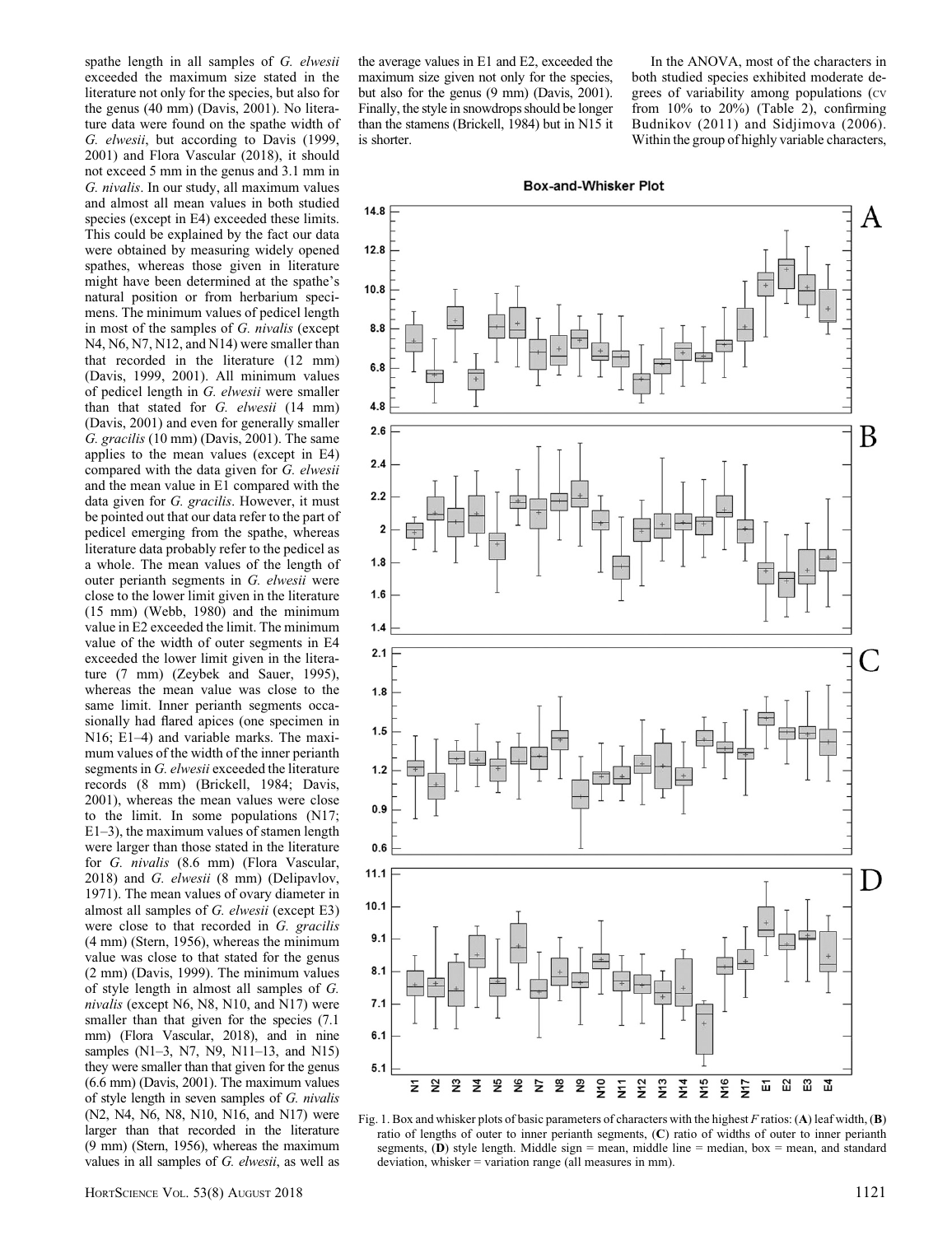spathe length in all samples of *G. elwesii* exceeded the maximum size stated in the literature not only for the species, but also for the genus (40 mm) (Davis, 2001). No literature data were found on the spathe width of *G. elwesii*, but according to Davis (1999, 2001) and Flora Vascular (2018), it should not exceed 5 mm in the genus and 3.1 mm in *G. nivalis*. In our study, all maximum values and almost all mean values in both studied species (except in E4) exceeded these limits. This could be explained by the fact our data were obtained by measuring widely opened spathes, whereas those given in literature might have been determined at the spathe's natural position or from herbarium specimens. The minimum values of pedicel length in most of the samples of *G. nivalis* (except N4, N6, N7, N12, and N14) were smaller than that recorded in the literature (12 mm) (Davis, 1999, 2001). All minimum values of pedicel length in *G. elwesii* were smaller than that stated for *G. elwesii* (14 mm) (Davis, 2001) and even for generally smaller *G. gracilis* (10 mm) (Davis, 2001). The same applies to the mean values (except in E4) compared with the data given for *G. elwesii* and the mean value in E1 compared with the data given for *G. gracilis*. However, it must be pointed out that our data refer to the part of pedicel emerging from the spathe, whereas literature data probably refer to the pedicel as a whole. The mean values of the length of outer perianth segments in *G. elwesii* were close to the lower limit given in the literature (15 mm) (Webb, 1980) and the minimum value in E2 exceeded the limit. The minimum value of the width of outer segments in E4 exceeded the lower limit given in the literature (7 mm) (Zeybek and Sauer, 1995), whereas the mean value was close to the same limit. Inner perianth segments occasionally had flared apices (one specimen in N16; E1–4) and variable marks. The maximum values of the width of the inner perianth segments in *G. elwesii* exceeded the literature records (8 mm) (Brickell, 1984; Davis, 2001), whereas the mean values were close to the limit. In some populations (N17; E1–3), the maximum values of stamen length were larger than those stated in the literature for *G. nivalis* (8.6 mm) (Flora Vascular, 2018) and *G. elwesii* (8 mm) (Delipavlov, 1971). The mean values of ovary diameter in almost all samples of *G. elwesii* (except E3) were close to that recorded in *G. gracilis* (4 mm) (Stern, 1956), whereas the minimum value was close to that stated for the genus (2 mm) (Davis, 1999). The minimum values of style length in almost all samples of *G. nivalis* (except N6, N8, N10, and N17) were smaller than that given for the species (7.1 mm) (Flora Vascular, 2018), and in nine samples (N1–3, N7, N9, N11–13, and N15) they were smaller than that given for the genus (6.6 mm) (Davis, 2001). The maximum values of style length in seven samples of *G. nivalis* (N2, N4, N6, N8, N10, N16, and N17) were larger than that recorded in the literature (9 mm) (Stern, 1956), whereas the maximum values in all samples of *G. elwesii*, as well as the average values in E1 and E2, exceeded the maximum size given not only for the species, but also for the genus (9 mm) (Davis, 2001). Finally, the style in snowdrops should be longer than the stamens (Brickell, 1984) but in N15 it is shorter.

In the ANOVA, most of the characters in both studied species exhibited moderate degrees of variability among populations (CV from 10% to 20%) (Table 2), confirming Budnikov (2011) and Sidjimova (2006). Within the group of highly variable characters,

Fig. 1. Box and whisker plots of basic parameters of characters with the highest *F* ratios: (**A**) leaf width, (**B**) ratio of lengths of outer to inner perianth segments, (**C**) ratio of widths of outer to inner perianth segments, (**D**) style length. Middle sign = mean, middle line = median, box = mean, and standard deviation, whisker = variation range (all measures in mm).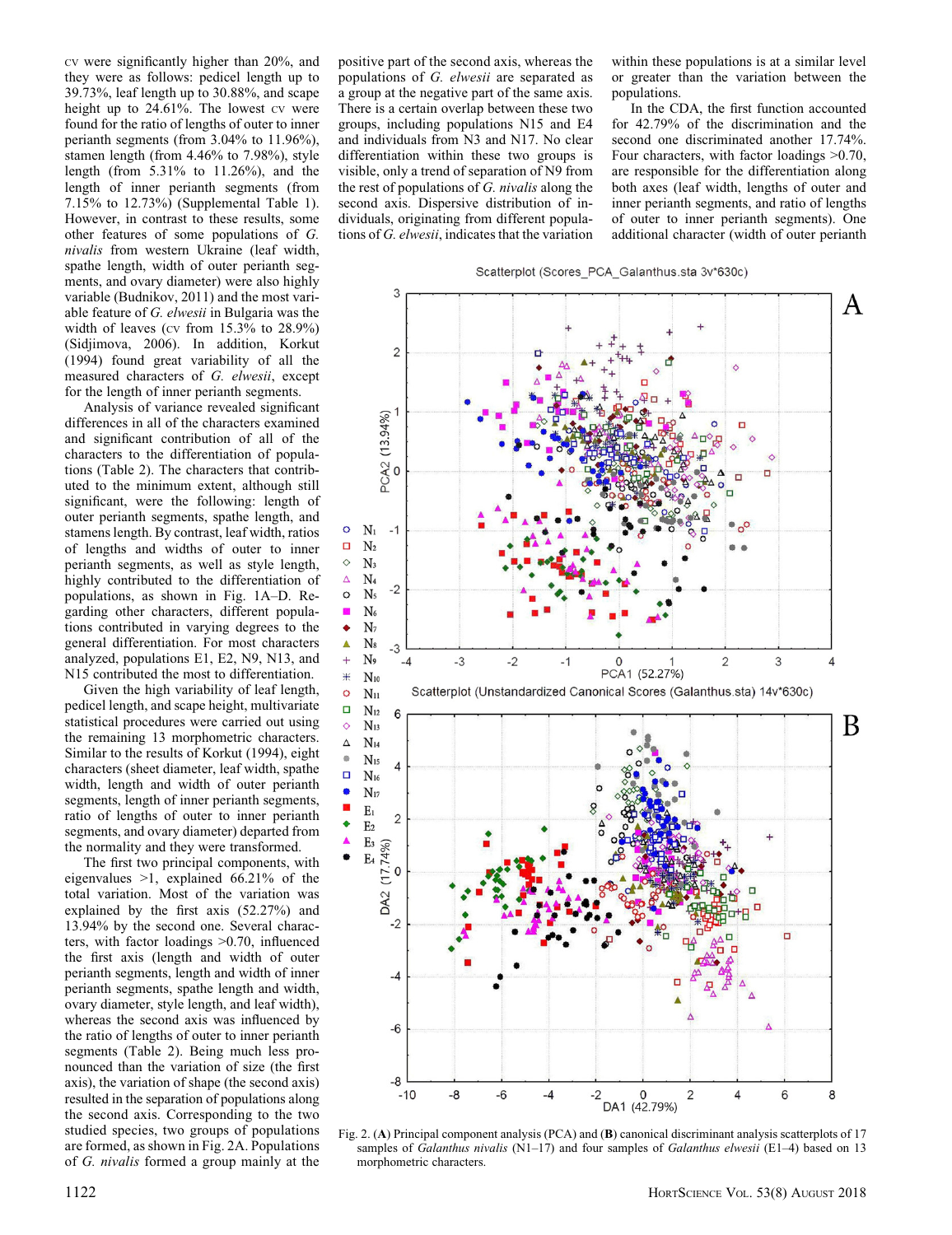CV were significantly higher than 20%, and they were as follows: pedicel length up to 39.73%, leaf length up to 30.88%, and scape height up to 24.61%. The lowest CV were found for the ratio of lengths of outer to inner perianth segments (from 3.04% to 11.96%), stamen length (from 4.46% to 7.98%), style length (from 5.31% to 11.26%), and the length of inner perianth segments (from 7.15% to 12.73%) (Supplemental Table 1). However, in contrast to these results, some other features of some populations of *G. nivalis* from western Ukraine (leaf width, spathe length, width of outer perianth segments, and ovary diameter) were also highly variable (Budnikov, 2011) and the most variable feature of *G. elwesii* in Bulgaria was the width of leaves (CV from 15.3% to 28.9%) (Sidjimova, 2006). In addition, Korkut (1994) found great variability of all the measured characters of *G. elwesii*, except for the length of inner perianth segments.

Analysis of variance revealed significant differences in all of the characters examined and significant contribution of all of the characters to the differentiation of populations (Table 2). The characters that contributed to the minimum extent, although still significant, were the following: length of outer perianth segments, spathe length, and stamens length. By contrast, leaf width, ratios of lengths and widths of outer to inner perianth segments, as well as style length, highly contributed to the differentiation of populations, as shown in Fig. 1A–D. Regarding other characters, different populations contributed in varying degrees to the general differentiation. For most characters analyzed, populations E1, E2, N9, N13, and N15 contributed the most to differentiation.

Given the high variability of leaf length, pedicel length, and scape height, multivariate statistical procedures were carried out using the remaining 13 morphometric characters. Similar to the results of Korkut (1994), eight characters (sheet diameter, leaf width, spathe width, length and width of outer perianth segments, length of inner perianth segments, ratio of lengths of outer to inner perianth segments, and ovary diameter) departed from the normality and they were transformed.

The first two principal components, with eigenvalues >1, explained 66.21% of the total variation. Most of the variation was explained by the first axis (52.27%) and 13.94% by the second one. Several characters, with factor loadings >0.70, influenced the first axis (length and width of outer perianth segments, length and width of inner perianth segments, spathe length and width, ovary diameter, style length, and leaf width), whereas the second axis was influenced by the ratio of lengths of outer to inner perianth segments (Table 2). Being much less pronounced than the variation of size (the first axis), the variation of shape (the second axis) resulted in the separation of populations along the second axis. Corresponding to the two studied species, two groups of populations are formed, as shown in Fig. 2A. Populations of *G. nivalis* formed a group mainly at the positive part of the second axis, whereas the populations of *G. elwesii* are separated as a group at the negative part of the same axis. There is a certain overlap between these two groups, including populations N15 and E4 and individuals from N3 and N17. No clear differentiation within these two groups is visible, only a trend of separation of N9 from the rest of populations of *G. nivalis* along the second axis. Dispersive distribution of individuals, originating from different populations of *G. elwesii*, indicates that the variation within these populations is at a similar level or greater than the variation between the populations.

In the CDA, the first function accounted for 42.79% of the discrimination and the second one discriminated another 17.74%. Four characters, with factor loadings >0.70, are responsible for the differentiation along both axes (leaf width, lengths of outer and inner perianth segments, and ratio of lengths of outer to inner perianth segments). One additional character (width of outer perianth

Fig. 2. (**A**) Principal component analysis (PCA) and (**B**) canonical discriminant analysis scatterplots of 17 samples of *Galanthus nivalis* (N1–17) and four samples of *Galanthus elwesii* (E1–4) based on 13 morphometric characters.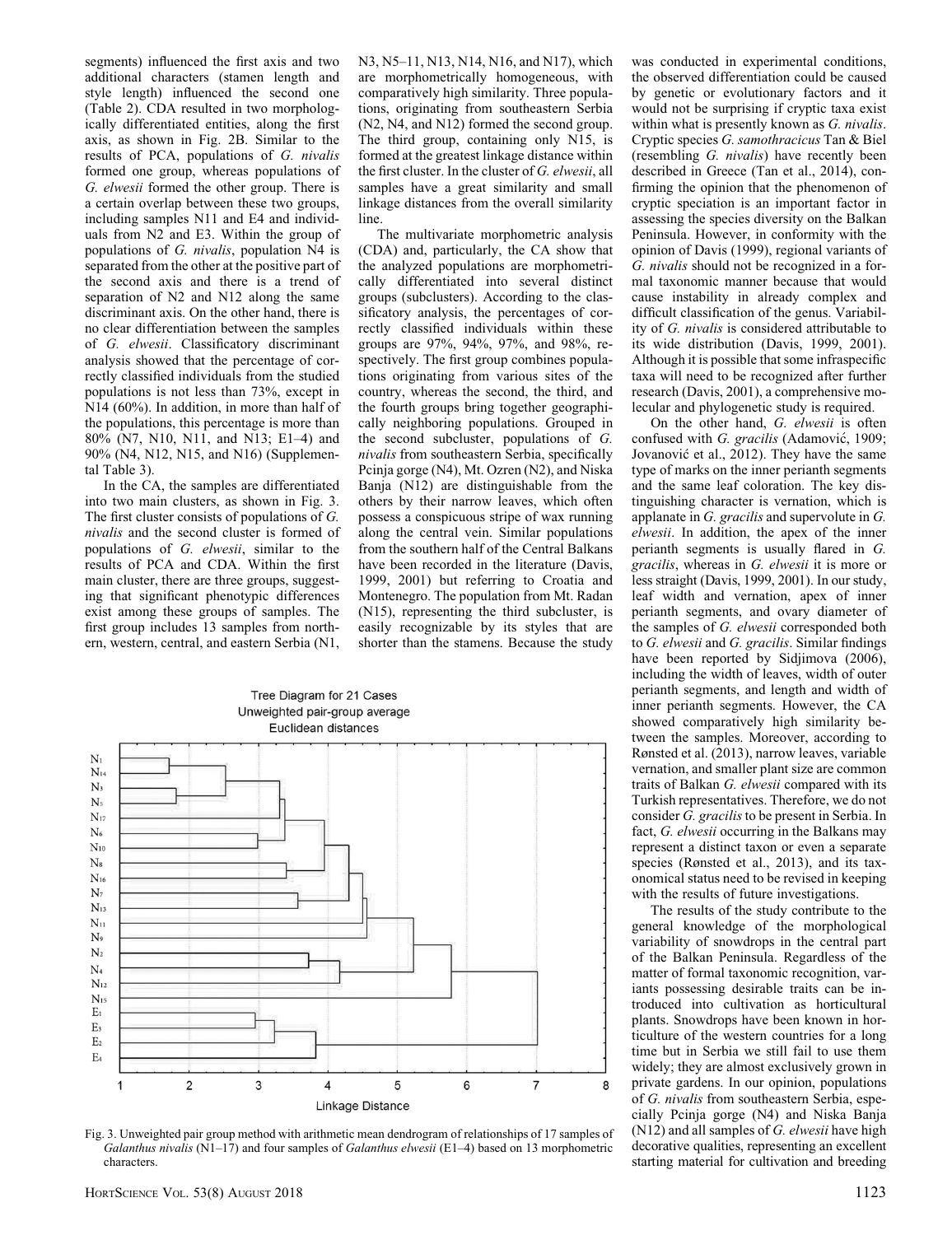segments) influenced the first axis and two additional characters (stamen length and style length) influenced the second one (Table 2). CDA resulted in two morphologically differentiated entities, along the first axis, as shown in Fig. 2B. Similar to the results of PCA, populations of *G. nivalis* formed one group, whereas populations of *G. elwesii* formed the other group. There is a certain overlap between these two groups, including samples N11 and E4 and individuals from N2 and E3. Within the group of populations of *G. nivalis*, population N4 is separated from the other at the positive part of the second axis and there is a trend of separation of N2 and N12 along the same discriminant axis. On the other hand, there is no clear differentiation between the samples of *G. elwesii*. Classificatory discriminant analysis showed that the percentage of correctly classified individuals from the studied populations is not less than 73%, except in N14 (60%). In addition, in more than half of the populations, this percentage is more than 80% (N7, N10, N11, and N13; E1–4) and 90% (N4, N12, N15, and N16) (Supplemental Table 3).

In the CA, the samples are differentiated into two main clusters, as shown in Fig. 3. The first cluster consists of populations of *G. nivalis* and the second cluster is formed of populations of *G. elwesii*, similar to the results of PCA and CDA. Within the first main cluster, there are three groups, suggesting that significant phenotypic differences exist among these groups of samples. The first group includes 13 samples from northern, western, central, and eastern Serbia (N1, N3, N5–11, N13, N14, N16, and N17), which are morphometrically homogeneous, with comparatively high similarity. Three populations, originating from southeastern Serbia (N2, N4, and N12) formed the second group. The third group, containing only N15, is formed at the greatest linkage distance within the first cluster. In the cluster of *G. elwesii*, all samples have a great similarity and small linkage distances from the overall similarity line.

The multivariate morphometric analysis (CDA) and, particularly, the CA show that the analyzed populations are morphometrically differentiated into several distinct groups (subclusters). According to the classificatory analysis, the percentages of correctly classified individuals within these groups are 97%, 94%, 97%, and 98%, respectively. The first group combines populations originating from various sites of the country, whereas the second, the third, and the fourth groups bring together geographically neighboring populations. Grouped in the second subcluster, populations of *G. nivalis* from southeastern Serbia, specifically Pcinja gorge (N4), Mt. Ozren (N2), and Niska Banja (N12) are distinguishable from the others by their narrow leaves, which often possess a conspicuous stripe of wax running along the central vein. Similar populations from the southern half of the Central Balkans have been recorded in the literature (Davis, 1999, 2001) but referring to Croatia and Montenegro. The population from Mt. Radan (N15), representing the third subcluster, is easily recognizable by its styles that are shorter than the stamens. Because the study was conducted in experimental conditions, the observed differentiation could be caused by genetic or evolutionary factors and it would not be surprising if cryptic taxa exist within what is presently known as *G. nivalis*. Cryptic species *G. samothracicus* Tan & Biel (resembling *G. nivalis*) have recently been described in Greece (Tan et al., 2014), confirming the opinion that the phenomenon of cryptic speciation is an important factor in assessing the species diversity on the Balkan Peninsula. However, in conformity with the opinion of Davis (1999), regional variants of *G. nivalis* should not be recognized in a formal taxonomic manner because that would cause instability in already complex and difficult classification of the genus. Variability of *G. nivalis* is considered attributable to its wide distribution (Davis, 1999, 2001). Although it is possible that some infraspecific taxa will need to be recognized after further research (Davis, 2001), a comprehensive molecular and phylogenetic study is required.

On the other hand, *G. elwesii* is often confused with *G. gracilis* (Adamović, 1909; Jovanović et al., 2012). They have the same type of marks on the inner perianth segments and the same leaf coloration. The key distinguishing character is vernation, which is applanate in *G. gracilis* and supervolute in *G. elwesii*. In addition, the apex of the inner perianth segments is usually flared in *G. gracilis*, whereas in *G. elwesii* it is more or less straight (Davis, 1999, 2001). In our study, leaf width and vernation, apex of inner perianth segments, and ovary diameter of the samples of *G. elwesii* corresponded both to *G. elwesii* and *G. gracilis*. Similar findings have been reported by Sidjimova (2006), including the width of leaves, width of outer perianth segments, and length and width of inner perianth segments. However, the CA showed comparatively high similarity between the samples. Moreover, according to Rønsted et al. (2013), narrow leaves, variable vernation, and smaller plant size are common traits of Balkan *G. elwesii* compared with its Turkish representatives. Therefore, we do not consider *G. gracilis* to be present in Serbia. In fact, *G. elwesii* occurring in the Balkans may represent a distinct taxon or even a separate species (Rønsted et al., 2013), and its taxonomical status need to be revised in keeping with the results of future investigations.

The results of the study contribute to the general knowledge of the morphological variability of snowdrops in the central part of the Balkan Peninsula. Regardless of the matter of formal taxonomic recognition, variants possessing desirable traits can be introduced into cultivation as horticultural plants. Snowdrops have been known in horticulture of the western countries for a long time but in Serbia we still fail to use them widely; they are almost exclusively grown in private gardens. In our opinion, populations of *G. nivalis* from southeastern Serbia, especially Pcinja gorge (N4) and Niska Banja (N12) and all samples of *G. elwesii* have high decorative qualities, representing an excellent starting material for cultivation and breeding

Fig. 3. Unweighted pair group method with arithmetic mean dendrogram of relationships of 17 samples of *Galanthus nivalis* (N1–17) and four samples of *Galanthus elwesii* (E1–4) based on 13 morphometric characters.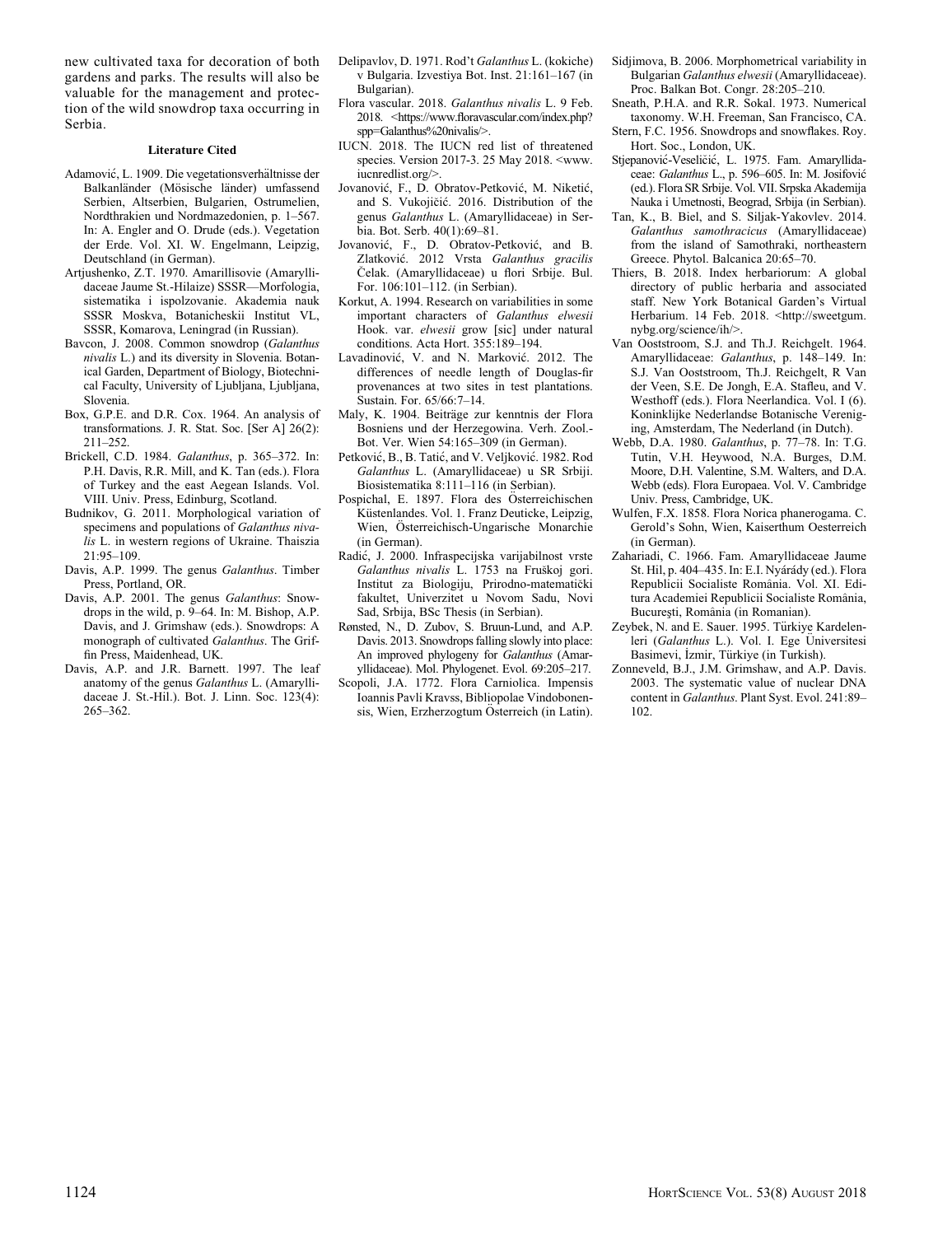new cultivated taxa for decoration of both gardens and parks. The results will also be valuable for the management and protection of the wild snowdrop taxa occurring in Serbia.

**Literature Cited**

Adamović, L. 1909. Die vegetationsverhältnisse der Balkanländer (Mösische länder) umfassend Serbien, Altserbien, Bulgarien, Ostrumelien, Nordthrakien und Nordmazedonien, p. 1–567. In: A. Engler and O. Drude (eds.). Vegetation der Erde. Vol. XI. W. Engelmann, Leipzig, Deutschland (in German).

Artjushenko, Z.T. 1970. Amarillisovie (Amaryllidaceae Jaume St.-Hilaize) SSSR—Morfologia, sistematika i ispolzovanie. Akademia nauk SSSR Moskva, Botanicheskii Institut VL, SSSR, Komarova, Leningrad (in Russian).

Bavcon, J. 2008. Common snowdrop (*Galanthus nivalis* L.) and its diversity in Slovenia. Botanical Garden, Department of Biology, Biotechnical Faculty, University of Ljubljana, Ljubljana, Slovenia.

Box, G.P.E. and D.R. Cox. 1964. An analysis of transformations. J. R. Stat. Soc. [Ser A] 26(2): 211–252.

Brickell, C.D. 1984. *Galanthus*, p. 365–372. In: P.H. Davis, R.R. Mill, and K. Tan (eds.). Flora of Turkey and the east Aegean Islands. Vol. VIII. Univ. Press, Edinburg, Scotland.

Budnikov, G. 2011. Morphological variation of specimens and populations of *Galanthus nivalis* L. in western regions of Ukraine. Thaiszia 21:95–109.

Davis, A.P. 1999. The genus *Galanthus*. Timber Press, Portland, OR.

Davis, A.P. 2001. The genus *Galanthus*: Snowdrops in the wild, p. 9–64. In: M. Bishop, A.P. Davis, and J. Grimshaw (eds.). Snowdrops: A monograph of cultivated *Galanthus*. The Griffin Press, Maidenhead, UK.

Davis, A.P. and J.R. Barnett. 1997. The leaf anatomy of the genus *Galanthus* L. (Amaryllidaceae J. St.-Hil.). Bot. J. Linn. Soc. 123(4): 265–362.

Delipavlov, D. 1971. Rod't *Galanthus* L. (kokiche) v Bulgaria. Izvestiya Bot. Inst. 21:161–167 (in Bulgarian).

Flora vascular. 2018. *Galanthus nivalis* L. 9 Feb. 2018. <https://www.floravascular.com/index.php?spp=Galanthus%20nivalis/>.

IUCN. 2018. The IUCN red list of threatened species. Version 2017-3. 25 May 2018. <www.iucnredlist.org/>.

Jovanović, F., D. Obratov-Petković, M. Niketić, and S. Vukojičić. 2016. Distribution of the genus *Galanthus* L. (Amaryllidaceae) in Serbia. Bot. Serb. 40(1):69–81.

Jovanović, F., D. Obratov-Petković, and B. Zlatković. 2012 Vrsta *Galanthus gracilis* Čelak. (Amaryllidaceae) u flori Srbije. Bul. For. 106:101–112. (in Serbian).

Korkut, A. 1994. Research on variabilities in some important characters of *Galanthus elwesii* Hook. var. *elwesii* grow [sic] under natural conditions. Acta Hort. 355:189–194.

Lavadinović, V. and N. Marković. 2012. The differences of needle length of Douglas-fir provenances at two sites in test plantations. Sustain. For. 65/66:7–14.

Maly, K. 1904. Beiträge zur kenntnis der Flora Bosniens und der Herzegowina. Verh. Zool.-Bot. Ver. Wien 54:165–309 (in German).

Petković, B., B. Tatić, and V. Veljković. 1982. Rod *Galanthus* L. (Amaryllidaceae) u SR Srbiji. Biosistematika 8:111–116 (in Serbian).

Pospichal, E. 1897. Flora des Österreichischen Küstenlandes. Vol. 1. Franz Deuticke, Leipzig, Wien, Österreichisch-Ungarische Monarchie (in German).

Radić, J. 2000. Infraspecijska varijabilnost vrste *Galanthus nivalis* L. 1753 na Fruškoj gori. Institut za Biologiju, Prirodno-matematički fakultet, Univerzitet u Novom Sadu, Novi Sad, Srbija, BSc Thesis (in Serbian).

Rønsted, N., D. Zubov, S. Bruun-Lund, and A.P. Davis. 2013. Snowdrops falling slowly into place: An improved phylogeny for *Galanthus* (Amaryllidaceae). Mol. Phylogenet. Evol. 69:205–217.

Scopoli, J.A. 1772. Flora Carniolica. Impensis Ioannis Pavli Kravss, Bibliopolae Vindobonensis, Wien, Erzherzogtum Österreich (in Latin).

Sidjimova, B. 2006. Morphometrical variability in Bulgarian *Galanthus elwesii* (Amaryllidaceae). Proc. Balkan Bot. Congr. 28:205–210.

Sneath, P.H.A. and R.R. Sokal. 1973. Numerical taxonomy. W.H. Freeman, San Francisco, CA.

Stern, F.C. 1956. Snowdrops and snowflakes. Roy. Hort. Soc., London, UK.

Stjepanović-Veseličić, L. 1975. Fam. Amaryllidaceae: *Galanthus* L., p. 596–605. In: M. Josifović (ed.). Flora SR Srbije. Vol. VII. Srpska Akademija Nauka i Umetnosti, Beograd, Srbija (in Serbian).

Tan, K., B. Biel, and S. Siljak-Yakovlev. 2014. *Galanthus samothracicus* (Amaryllidaceae) from the island of Samothraki, northeastern Greece. Phytol. Balcanica 20:65–70.

Thiers, B. 2018. Index herbariorum: A global directory of public herbaria and associated staff. New York Botanical Garden's Virtual Herbarium. 14 Feb. 2018. <http://sweetgum.nybg.org/science/ih/>.

Van Ooststroom, S.J. and Th.J. Reichgelt. 1964. Amaryllidaceae: *Galanthus*, p. 148–149. In: S.J. Van Ooststroom, Th.J. Reichgelt, R Van der Veen, S.E. De Jongh, E.A. Stafleu, and V. Westhoff (eds.). Flora Neerlandica. Vol. I (6). Koninklijke Nederlandse Botanische Vereniging, Amsterdam, The Nederland (in Dutch).

Webb, D.A. 1980. *Galanthus*, p. 77–78. In: T.G. Tutin, V.H. Heywood, N.A. Burges, D.M. Moore, D.H. Valentine, S.M. Walters, and D.A. Webb (eds). Flora Europaea. Vol. V. Cambridge Univ. Press, Cambridge, UK.

Wulfen, F.X. 1858. Flora Norica phanerogama. C. Gerold's Sohn, Wien, Kaiserthum Oesterreich (in German).

Zahariadi, C. 1966. Fam. Amaryllidaceae Jaume St. Hil, p. 404–435. In: E.I. Nyárády (ed.). Flora Republicii Socialiste România. Vol. XI. Editura Academiei Republicii Socialiste România, Bucureşti, România (in Romanian).

Zeybek, N. and E. Sauer. 1995. Türkiye Kardelenleri (*Galanthus* L.). Vol. I. Ege Üniversitesi Basimevi, İzmir, Türkiye (in Turkish).

Zonneveld, B.J., J.M. Grimshaw, and A.P. Davis. 2003. The systematic value of nuclear DNA content in *Galanthus*. Plant Syst. Evol. 241:89–102.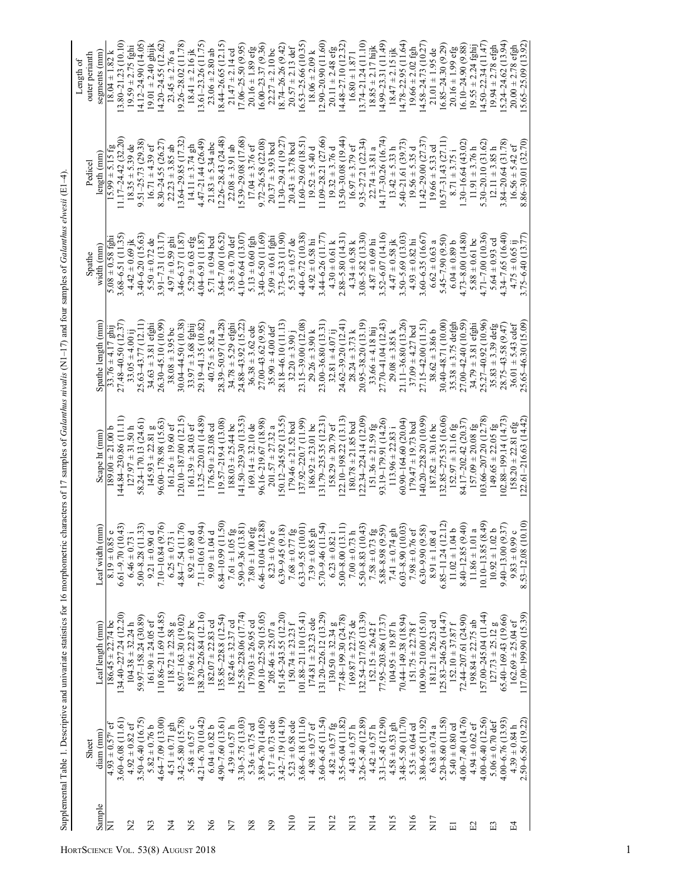Supplemental Table 1. Descriptive and univariate statistics for 16 morphometric characters of 17 samples of *Galanthus nivalis* (N1–17) and four samples of *Galanthus elwesii* (E1–4).

| Sample | Sheet diam (mm) | Leaf length (mm) | Leaf width (mm) | Scape ht (mm) | Spathe length (mm) | Spathe width (mm) | Pedicel length (mm) | Length of outer perianth segments (mm) |
|---|---|---|---|---|---|---|---|---|
| N1 | 4.93 ± 0.57[z] ef | 186.45 ± 22.74 bc | 8.19 ± 0.85 e | 189.00 ± 21.00 b | 33.76 ± 4.17 ghij | 5.08 ± 0.58 fghi | 15.99 ± 5.15 fg | 18.04 ± 1.82 k |
| | 3.60–6.08 (11.61) | 134.40–227.24 (12.20) | 6.61–9.70 (10.43) | 144.84–230.86 (11.11) | 27.48–40.50 (12.37) | 3.68–6.51 (11.35) | 11.17–24.42 (32.20) | 13.80–21.23 (10.10) |
| N2 | 4.92 ± 0.82 ef | 104.38 ± 32.24 h | 6.46 ± 0.73 i | 127.97 ± 31.50 h | 33.05 ± 4.00 ij | 4.42 ± 0.69 jk | 18.35 ± 5.39 de | 19.59 ± 2.75 fghi |
| | 3.50–6.40 (16.75) | 59.97–158.24 (30.89) | 5.00–8.28 (11.33) | 58.24–170.13 (24.61) | 25.63–43.77 (12.11) | 3.40–6.20 (15.63) | 9.51–25.73 (29.38) | 14.12–24.90 (14.05) |
| N3 | 5.82 ± 0.76 b | 161.90 ± 24.05 ef | 9.21 ± 0.90 d | 145.93 ± 22.81 g | 34.63 ± 3.81 efghi | 5.50 ± 0.72 de | 16.71 ± 4.39 ef | 19.01 ± 2.40 ghijk |
| | 4.64–7.09 (13.00) | 110.86–211.69 (14.85) | 7.10–10.84 (9.76) | 96.00–178.98 (15.63) | 26.30–45.10 (10.99) | 3.91–7.31 (13.17) | 8.30–24.55 (26.27) | 14.20–24.55 (12.62) |
| N4 | 4.51 ± 0.71 gh | 118.72 ± 22.58 g | 6.25 ± 0.73 i | 161.26 ± 19.60 ef | 38.08 ± 3.95 bc | 4.97 ± 0.59 ghi | 22.23 ± 3.85 ab | 23.45 ± 2.76 a |
| | 3.42–5.80 (15.78) | 85.07–163.30 (19.02) | 4.84–7.54 (11.76) | 120.10–187.00 (12.15) | 30.04–44.50 (10.38) | 3.46–6.37 (11.87) | 13.64–29.85 (17.32) | 19.26–28.02 (11.78) |
| N5 | 5.48 ± 0.57 c | 187.96 ± 22.87 bc | 8.92 ± 0.89 d | 161.39 ± 24.03 ef | 33.97 ± 3.68 fghij | 5.29 ± 0.63 efg | 14.11 ± 3.74 gh | 18.41 ± 2.16 jk |
| | 4.21–6.70 (10.42) | 138.20–226.84 (12.16) | 7.11–10.61 (9.94) | 113.25–220.01 (14.89) | 29.19–41.35 (10.82) | 4.04–6.91 (11.87) | 4.47–21.44 (26.49) | 13.61–23.26 (11.75) |
| N6 | 6.04 ± 0.82 b | 182.07 ± 22.83 cd | 9.09 ± 1.04 d | 176.50 ± 23.08 cd | 40.75 ± 5.82 a | 5.71 ± 0.94 bcd | 21.83 ± 5.34 abc | 23.06 ± 2.80 ab |
| | 4.90–7.60 (13.61) | 135.85–228.8 (12.54) | 6.84–10.99 (11.50) | 119.57–219.4 (13.08) | 28.39–50.97 (14.28) | 3.64–7.00 (16.52) | 12.26–28.43 (24.48) | 18.44–26.65 (12.15) |
| N7 | 4.39 ± 0.57 h | 182.46 ± 32.37 cd | 7.61 ± 1.05 fg | 188.03 ± 25.44 bc | 34.78 ± 5.29 efghi | 5.38 ± 0.70 def | 22.08 ± 3.91 ab | 21.47 ± 2.14 cd |
| | 3.30–5.75 (13.03) | 125.58–226.06 (17.74) | 5.90–9.36 (13.81) | 141.50–239.30 (13.53) | 24.88–43.92 (15.22) | 4.10–6.64 (13.07) | 15.39–29.08 (17.68) | 17.06–25.50 (9.95) |
| N8 | 5.36 ± 0.75 cd | 179.03 ± 26.95 cd | 7.80 ± 1.00 efg | 169.14 ± 32.10 de | 36.38 ± 3.62 cde | 5.13 ± 0.60 fgh | 17.04 ± 3.76 ef | 20.16 ± 1.89 efg |
| | 3.89–6.70 (14.05) | 109.10–225.50 (15.05) | 6.46–10.04 (12.88) | 96.16–219.67 (18.98) | 27.00–43.62 (9.95) | 3.40–6.50 (11.69) | 9.72–26.58 (22.08) | 16.00–23.37 (9.36) |
| N9 | 5.17 ± 0.73 cde | 205.46 ± 25.07 a | 8.23 ± 0.76 e | 201.57 ± 27.32 a | 35.90 ± 4.00 def | 5.09 ± 0.61 fghi | 20.37 ± 3.93 bcd | 22.27 ± 2.10 bc |
| | 3.42–7.19 (14.19) | 151.45–243.55 (12.20) | 6.39–9.45 (9.18) | 150.12–245.92 (13.55) | 28.18–46.10 (11.13) | 3.73–6.33 (11.90) | 11.30–29.41 (19.27) | 18.74–26.26 (9.42) |
| N10 | 5.23 ± 0.58 cde | 150.74 ± 23.23 f | 7.68 ± 0.77 fg | 179.46 ± 21.52 bcd | 32.20 ± 3.90 j | 5.53 ± 0.57 de | 20.43 ± 3.78 bcd | 20.57 ± 2.13 def |
| | 3.68–6.18 (11.16) | 101.88–211.10 (15.41) | 6.33–9.55 (10.01) | 137.92–220.7 (11.99) | 23.15–39.00 (12.08) | 4.40–6.72 (10.38) | 11.60–29.60 (18.51) | 16.53–25.66 (10.35) |
| N11 | 4.98 ± 0.57 ef | 174.81 ± 23.23 cde | 7.39 ± 0.85 gh | 186.92 ± 23.01 bc | 29.26 ± 3.90 k | 4.92 ± 0.58 hi | 19.52 ± 5.40 d | 18.06 ± 2.09 k |
| | 3.60–6.45 (11.54) | 131.20–226.12 (13.29) | 5.70–9.46 (11.54) | 131.79–235.35 (12.31) | 23.00–36.80 (13.31) | 3.44–6.26 (11.77) | 11.09–28.21 (27.66) | 12.90–20.90 (11.60) |
| N12 | 4.82 ± 0.57 fg | 130.50 ± 32.34 g | 6.23 ± 0.82 i | 158.29 ± 20.79 ef | 32.81 ± 4.07 ij | 4.30 ± 0.61 k | 19.32 ± 3.76 d | 20.11 ± 2.48 efg |
| | 3.55–6.04 (11.82) | 77.48–199.30 (24.78) | 5.00–8.00 (13.11) | 122.10–198.22 (13.13) | 24.62–39.20 (12.41) | 2.88–5.80 (14.31) | 13.50–30.08 (19.44) | 14.48–27.10 (12.32) |
| N13 | 4.43 ± 0.57 h | 169.87 ± 22.75 de | 7.00 ± 0.73 h | 180.78 ± 21.85 bcd | 28.24 ± 3.73 k | 4.34 ± 0.58 k | 16.97 ± 3.79 ef | 16.80 ± 1.87 l |
| | 3.26–5.40 (12.89) | 132.54–217.05 (13.39) | 5.50–8.83 (10.43) | 122.34–224.14 (12.09) | 20.95–38.20 (13.19) | 3.08–5.82 (13.30) | 9.35–27.21 (22.34) | 13.74–21.24 (11.10) |
| N14 | 4.42 ± 0.57 h | 152.15 ± 26.42 f | 7.58 ± 0.73 fg | 151.36 ± 21.59 fg | 33.66 ± 4.18 hij | 4.87 ± 0.69 hi | 22.74 ± 3.81 a | 18.85 ± 2.17 hijk |
| | 3.31–5.45 (12.90) | 77.95–203.86 (17.37) | 5.88–8.98 (9.59) | 93.19–179.91 (14.26) | 27.70–41.04 (12.43) | 3.52–6.07 (14.16) | 14.17–30.26 (16.74) | 14.99–23.31 (11.49) |
| N15 | 4.58 ± 0.53 gh | 104.95 ± 19.87 h | 7.41 ± 0.74 gh | 113.96 ± 22.83 i | 29.08 ± 3.85 k | 4.47 ± 0.58 jk | 13.42 ± 5.33 h | 18.47 ± 2.15 ijk |
| | 3.48–5.50 (11.70) | 70.44–149.38 (18.94) | 6.03–8.90 (10.03) | 60.90–164.60 (20.04) | 21.11–36.80 (13.26) | 3.50–5.69 (13.03) | 5.40–21.61 (39.73) | 14.78–22.95 (11.64) |
| N16 | 5.35 ± 0.64 cd | 151.75 ± 22.78 f | 7.98 ± 0.76 ef | 179.47 ± 19.73 bcd | 37.09 ± 4.27 bcd | 4.93 ± 0.82 hi | 19.56 ± 5.35 d | 19.66 ± 2.02 fgh |
| | 3.80–6.95 (11.92) | 100.90–210.00 (15.01) | 6.30–9.90 (9.58) | 140.20–228.20 (10.99) | 27.15–42.00 (11.51) | 3.60–6.35 (16.67) | 11.42–29.00 (27.37) | 14.58–24.73 (10.27) |
| N17 | 6.38 ± 0.74 a | 181.21 ± 26.23 cd | 8.91 ± 1.08 d | 187.82 ± 30.16 bc | 38.62 ± 3.86 b | 6.62 ± 0.63 a | 19.66 ± 5.33 cd | 21.01 ± 1.95 de |
| | 5.20–8.60 (11.58) | 125.83–246.26 (14.47) | 6.85–11.24 (12.12) | 132.85–275.35 (16.06) | 30.40–48.71 (10.00) | 5.45–7.90 (9.50) | 10.57–31.43 (27.11) | 16.85–24.30 (9.29) |
| E1 | 5.40 ± 0.80 cd | 152.10 ± 37.87 f | 11.02 ± 1.04 b | 152.97 ± 31.16 fg | 35.38 ± 3.75 defgh | 6.04 ± 0.89 b | 8.71 ± 3.75 i | 20.16 ± 1.99 efg |
| | 4.00–7.40 (14.76) | 72.44–207.61 (24.90) | 8.40–12.85 (9.40) | 84.17–202.42 (20.37) | 27.00–42.40 (10.59) | 4.73–8.00 (14.80) | 1.30–16.64 (43.02) | 16.10–24.90 (9.88) |
| E2 | 4.94 ± 0.62 ef | 198.84 ± 22.75 ab | 11.86 ± 1.01 a | 157.09 ± 20.08 fg | 34.79 ± 3.81 efghi | 5.88 ± 0.61 bc | 11.91 ± 3.76 h | 19.55 ± 2.24 fghij |
| | 4.00–6.40 (12.56) | 157.00–245.04 (11.44) | 10.10–13.85 (8.49) | 103.66–207.20 (12.78) | 25.27–40.92 (10.96) | 4.71–7.00 (10.36) | 5.30–20.10 (31.62) | 14.50–22.34 (11.47) |
| E3 | 5.06 ± 0.70 def | 127.73 ± 25.12 g | 10.92 ± 1.02 b | 149.65 ± 22.05 fg | 35.83 ± 3.39 defg | 5.64 ± 0.93 cd | 12.11 ± 3.85 h | 19.94 ± 2.78 efgh |
| | 4.00–6.76 (13.93) | 65.40–169.43 (19.66) | 9.40–13.00 (9.37) | 102.88–199.14 (14.73) | 28.75–43.58 (9.47) | 4.34–7.65 (16.40) | 3.84–20.64 (31.78) | 15.24–24.62 (13.94) |
| E4 | 4.39 ± 0.84 h | 162.69 ± 25.04 ef | 9.83 ± 0.99 c | 158.20 ± 22.81 efg | 36.01 ± 5.43 cdef | 4.75 ± 0.65 ij | 16.56 ± 5.42 ef | 20.00 ± 2.78 efgh |
| | 2.50–6.56 (19.22) | 117.00–199.90 (15.39) | 8.53–12.08 (10.10) | 122.61–216.63 (14.42) | 25.65–46.30 (15.09) | 3.75–6.40 (13.77) | 8.86–30.01 (32.70) | 15.65–25.09 (13.92) |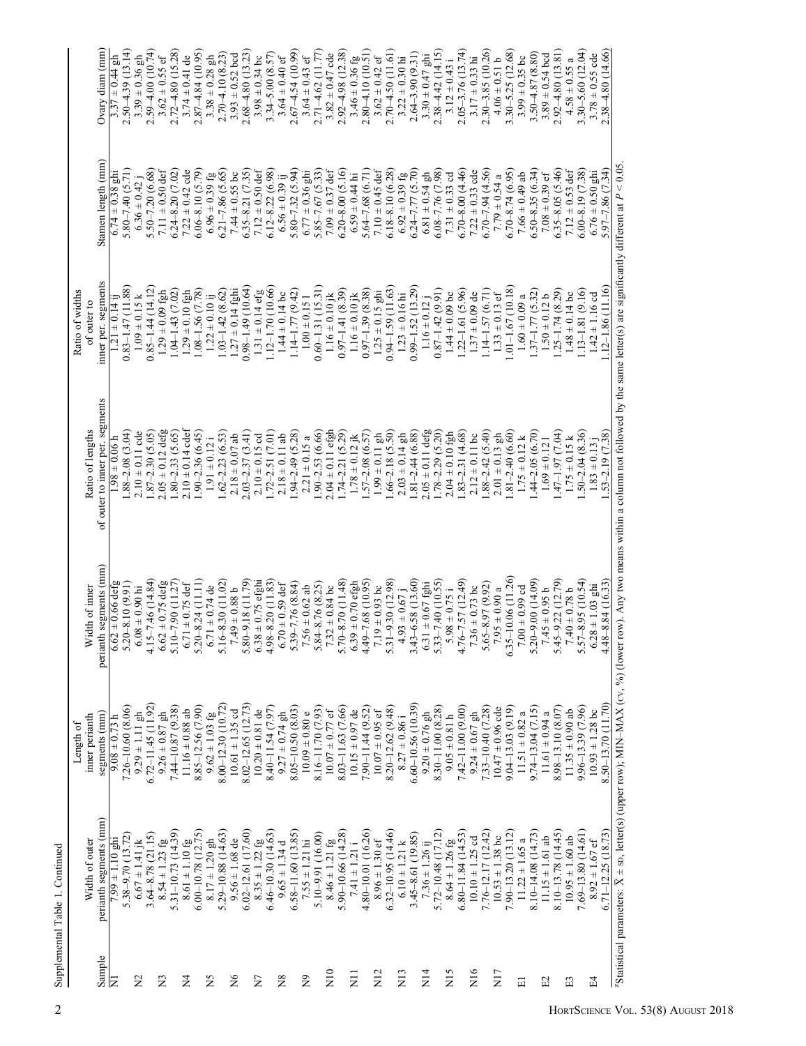Supplemental Table 1. Continued

| Sample | Width of outer perianth segments (mm) | Length of inner perianth segments (mm) | Width of inner perianth segments (mm) | Ratio of lengths of outer to inner per. segments | Ratio of widths of outer to inner per. segments | Stamen length (mm) | Ovary diam (mm) |
|---|---|---|---|---|---|---|---|
| N1 | 7.99 ± 1.10 ghi | 9.08 ± 0.73 h | 6.62 ± 0.66 defg | 1.98 ± 0.06 h | 1.21 ± 0.14 ij | 6.74 ± 0.38 ghi | 3.37 ± 0.44 gh |
| | 5.38–9.70 (13.72) | 7.26–10.60 (8.06) | 5.20–8.10 (9.91) | 1.88–2.08 (3.04) | 0.83–1.47 (11.88) | 5.80–7.40 (5.71) | 2.50–4.39 (13.14) |
| N2 | 6.67 ± 1.41 jk | 9.29 ± 1.11 gh | 6.08 ± 0.90 hi | 2.10 ± 0.11 cde | 1.09 ± 0.15 k | 6.36 ± 0.42 j | 3.39 ± 0.36 gh |
| | 3.64–8.78 (21.15) | 6.72–11.45 (11.92) | 4.15–7.46 (14.84) | 1.87–2.30 (5.05) | 0.85–1.44 (14.12) | 5.50–7.20 (6.68) | 2.59–4.00 (10.74) |
| N3 | 8.54 ± 1.23 fg | 9.26 ± 0.87 gh | 6.62 ± 0.75 defg | 2.05 ± 0.12 defg | 1.29 ± 0.09 fgh | 7.11 ± 0.50 def | 3.62 ± 0.55 ef |
| | 5.31–10.73 (14.39) | 7.44–10.87 (9.38) | 5.10–7.90 (11.27) | 1.80–2.33 (5.65) | 1.04–1.43 (7.02) | 6.24–8.20 (7.02) | 2.72–4.80 (15.28) |
| N4 | 8.61 ± 1.10 fg | 11.16 ± 0.88 ab | 6.71 ± 0.75 def | 2.10 ± 0.14 cdef | 1.29 ± 0.10 fgh | 7.22 ± 0.42 cde | 3.74 ± 0.41 de |
| | 6.00–10.78 (12.75) | 8.85–12.56 (7.90) | 5.20–8.24 (11.11) | 1.90–2.36 (6.45) | 1.08–1.56 (7.78) | 6.06–8.10 (5.79) | 2.87–4.84 (10.95) |
| N5 | 8.17 ± 1.20 gh | 9.62 ± 1.03 fg | 6.71 ± 0.74 de | 1.91 ± 0.12 i | 1.22 ± 0.10 ij | 6.96 ± 0.39 fg | 3.38 ± 0.28 gh |
| | 5.29–10.88 (14.63) | 8.00–12.30 (10.72) | 5.16–8.30 (11.02) | 1.62–2.23 (6.53) | 1.03–1.42 (8.62) | 6.21–7.86 (5.65) | 2.70–4.10 (8.23) |
| N6 | 9.56 ± 1.68 de | 10.10 ± 1.35 cd | 7.49 ± 0.88 b | 2.18 ± 0.07 ab | 1.27 ± 0.14 fghi | 7.44 ± 0.55 bc | 3.93 ± 0.52 bcd |
| | 6.02–12.61 (17.60) | 8.02–12.65 (12.73) | 5.80–9.18 (11.79) | 2.03–2.37 (3.41) | 0.98–1.49 (10.64) | 6.35–8.21 (7.35) | 2.68–4.80 (13.23) |
| N7 | 8.35 ± 1.22 fg | 10.20 ± 0.81 de | 6.38 ± 0.75 efghi | 2.10 ± 0.15 cd | 1.31 ± 0.14 efg | 7.12 ± 0.50 def | 3.98 ± 0.34 bc |
| | 6.46–10.30 (14.63) | 8.40–11.54 (7.97) | 4.98–8.20 (11.83) | 1.72–2.51 (7.01) | 1.12–1.70 (10.66) | 6.12–8.22 (6.98) | 3.34–5.00 (8.57) |
| N8 | 9.65 ± 1.34 d | 9.27 ± 0.74 gh | 6.70 ± 0.59 def | 2.18 ± 0.11 ab | 1.44 ± 0.14 bc | 6.56 ± 0.39 ij | 3.64 ± 0.40 ef |
| | 6.58–11.60 (13.85) | 8.05–10.50 (8.03) | 5.39–7.76 (8.84) | 1.94–2.49 (5.28) | 1.14–1.77 (9.42) | 5.80–7.32 (5.94) | 2.67–4.54 (10.99) |
| N9 | 7.55 ± 1.21 hi | 10.09 ± 0.80 e | 7.56 ± 0.62 ab | 2.21 ± 0.15 a | 1.00 ± 0.15 l | 6.77 ± 0.36 ghi | 3.64 ± 0.43 ef |
| | 5.10–9.91 (16.00) | 8.16–11.70 (7.93) | 5.84–8.76 (8.25) | 1.90–2.53 (6.66) | 0.60–1.31 (15.31) | 5.85–7.67 (5.33) | 2.71–4.62 (11.77) |
| N10 | 8.46 ± 1.21 fg | 10.07 ± 0.77 ef | 7.32 ± 0.84 bc | 2.04 ± 0.11 efgh | 1.16 ± 0.10 jk | 7.09 ± 0.37 def | 3.82 ± 0.47 cde |
| | 5.90–10.66 (14.28) | 8.03–11.63 (7.66) | 5.70–8.70 (11.48) | 1.74–2.21 (5.29) | 0.97–1.41 (8.39) | 6.20–8.00 (5.16) | 2.92–4.98 (12.38) |
| N11 | 7.41 ± 1.21 i | 10.15 ± 0.97 de | 6.39 ± 0.70 efgh | 1.78 ± 0.12 jk | 1.16 ± 0.10 jk | 6.59 ± 0.44 hi | 3.46 ± 0.36 fg |
| | 4.80–10.01 (16.26) | 7.90–11.44 (9.52) | 4.49–7.68 (10.95) | 1.57–2.08 (6.57) | 0.97–1.39 (8.38) | 5.64–7.68 (6.71) | 2.80–4.10 (10.51) |
| N12 | 8.96 ± 1.30 ef | 10.07 ± 0.95 ef | 7.19 ± 0.93 bc | 1.99 ± 0.11 gh | 1.25 ± 0.15 ghi | 7.10 ± 0.45 def | 3.62 ± 0.42 ef |
| | 6.32–10.95 (14.46) | 8.20–12.62 (9.48) | 5.31–9.30 (12.98) | 1.66–2.18 (5.50) | 0.94–1.59 (11.63) | 6.18–8.10 (6.28) | 2.70–4.50 (11.61) |
| N13 | 6.10 ± 1.21 k | 8.27 ± 0.86 i | 4.93 ± 0.67 j | 2.03 ± 0.14 gh | 1.23 ± 0.16 hi | 6.92 ± 0.39 fg | 3.22 ± 0.30 hi |
| | 3.45–8.61 (19.85) | 6.60–10.56 (10.39) | 3.43–6.58 (13.60) | 1.81–2.44 (6.88) | 0.99–1.52 (13.29) | 6.24–7.77 (5.70) | 2.64–3.90 (9.31) |
| N14 | 7.36 ± 1.26 ij | 9.20 ± 0.76 gh | 6.31 ± 0.67 fghi | 2.05 ± 0.11 defg | 1.16 ± 0.12 j | 6.81 ± 0.54 gh | 3.30 ± 0.47 ghi |
| | 5.72–10.48 (17.12) | 8.30–11.00 (8.28) | 5.33–7.40 (10.55) | 1.78–2.29 (5.20) | 0.87–1.42 (9.91) | 6.08–7.76 (7.98) | 2.38–4.42 (14.15) |
| N15 | 8.64 ± 1.26 fg | 9.05 ± 0.81 h | 5.98 ± 0.75 i | 2.04 ± 0.10 fgh | 1.44 ± 0.09 bc | 7.31 ± 0.33 cd | 3.12 ± 0.43 i |
| | 6.80–11.84 (14.53) | 7.42–11.00 (9.00) | 4.76–7.57 (12.49) | 1.83–2.31 (4.68) | 1.22–1.61 (5.96) | 6.70–8.00 (4.46) | 2.05–3.76 (13.74) |
| N16 | 10.10 ± 1.25 cd | 9.24 ± 0.67 gh | 7.36 ± 0.73 bc | 2.12 ± 0.11 bc | 1.37 ± 0.09 de | 7.22 ± 0.33 cde | 3.17 ± 0.33 hi |
| | 7.76–12.17 (12.42) | 7.33–10.40 (7.28) | 5.65–8.97 (9.92) | 1.88–2.42 (5.40) | 1.14–1.57 (6.71) | 6.70–7.94 (4.56) | 2.30–3.85 (10.26) |
| N17 | 10.53 ± 1.38 bc | 10.47 ± 0.96 cde | 7.95 ± 0.90 a | 2.01 ± 0.13 gh | 1.33 ± 0.13 ef | 7.79 ± 0.54 a | 4.06 ± 0.51 b |
| | 7.90–13.20 (13.12) | 9.04–13.03 (9.19) | 6.35–10.06 (11.26) | 1.81–2.40 (6.60) | 1.01–1.67 (10.18) | 6.70–8.74 (6.95) | 3.30–5.25 (12.68) |
| E1 | 11.22 ± 1.65 a | 11.51 ± 0.82 a | 7.00 ± 0.99 cd | 1.75 ± 0.12 k | 1.60 ± 0.09 a | 7.66 ± 0.49 ab | 3.99 ± 0.35 bc |
| | 8.10–14.08 (14.73) | 9.74–13.04 (7.15) | 5.20–9.00 (14.09) | 1.44–2.05 (6.70) | 1.37–1.77 (5.32) | 6.50–8.35 (6.34) | 3.50–4.87 (8.80) |
| E2 | 11.15 ± 1.61 ab | 11.61 ± 0.94 a | 7.45 ± 0.95 b | 1.69 ± 0.12 l | 1.50 ± 0.12 b | 7.08 ± 0.39 ef | 3.89 ± 0.54 bcd |
| | 8.10–13.78 (14.45) | 8.98–13.10 (8.07) | 5.45–9.22 (12.79) | 1.47–1.97 (7.04) | 1.25–1.74 (8.29) | 6.35–8.05 (5.46) | 2.92–4.80 (13.81) |
| E3 | 10.95 ± 1.60 ab | 11.35 ± 0.90 ab | 7.40 ± 0.78 b | 1.75 ± 0.15 k | 1.48 ± 0.14 bc | 7.12 ± 0.53 def | 4.58 ± 0.55 a |
| | 7.69–13.80 (14.61) | 9.96–13.39 (7.96) | 5.57–8.95 (10.54) | 1.50–2.04 (8.36) | 1.13–1.81 (9.16) | 6.00–8.19 (7.38) | 3.30–5.60 (12.04) |
| E4 | 8.92 ± 1.67 ef | 10.93 ± 1.28 bc | 6.28 ± 1.03 ghi | 1.83 ± 0.13 j | 1.42 ± 1.16 cd | 6.76 ± 0.50 ghi | 3.78 ± 0.55 cde |
| | 6.71–12.25 (18.73) | 8.50–13.70 (11.70) | 4.48–8.84 (16.33) | 1.53–2.19 (7.38) | 1.12–1.86 (11.16) | 5.97–7.86 (7.34) | 2.38–4.80 (14.66) |

[z]Statistical parameters: $\bar{X}$ ± SD, letter(s) (upper row); MIN–MAX (CV, %) (lower row). Any two means within a column not followed by the same letter(s) are significantly different at $P < 0.05$.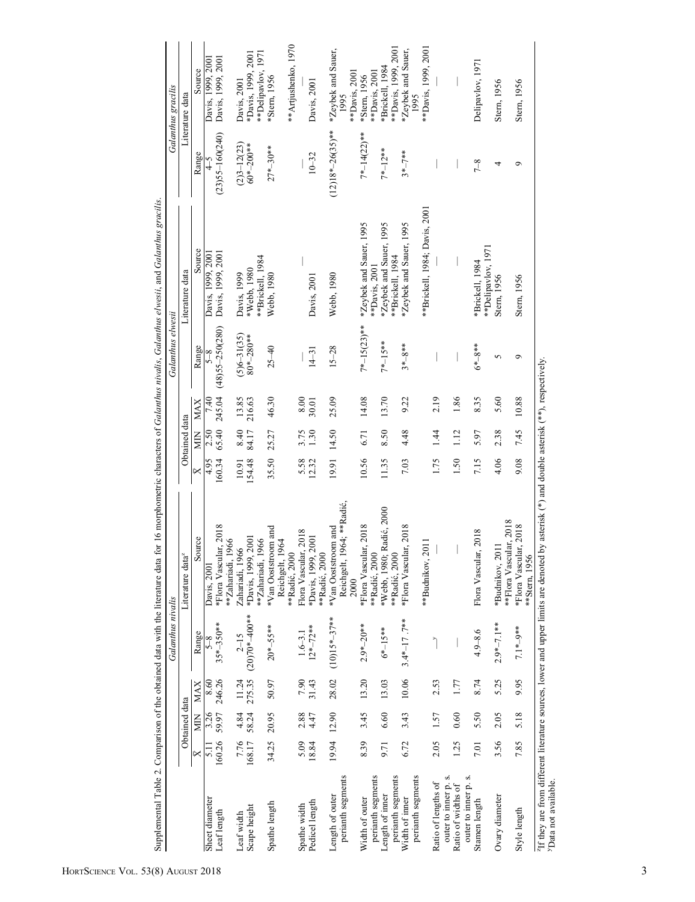Supplemental Table 2. Comparison of the obtained data with the literature data for 16 morphometric characters of *Galanthus nivalis*, *Galanthus elwesii*, and *Galanthus gracilis*.

| | *Galanthus nivalis* | | | | | *Galanthus elwesii* | | | | | *Galanthus gracilis* | |
|---|---|---|---|---|---|---|---|---|---|---|---|---|
| | Obtained data | | | Literature data[z] | | Obtained data | | | Literature data | | Literature data | |
| | $\bar{X}$ | MIN | MAX | Range | Source | $\bar{X}$ | MIN | MAX | Range | Source | Range | Source |
| Sheet diameter | 5.11 | 3.26 | 8.60 | 5–8 | Davis, 2001 | 4.95 | 2.50 | 7.40 | 5–8 | Davis, 1999, 2001 | 4–5 | Davis, 1999, 2001 |
| Leaf length | 160.26 | 59.97 | 246.26 | 35*–350** | *Flora Vascular, 2018 **Zahariadi, 1966 | 160.34 | 65.40 | 245.04 | (48)55–250(280) | Davis, 1999, 2001 | (23)55–160(240) | Davis, 1999, 2001 |
| Leaf width | 7.76 | 4.84 | 11.24 | 2–15 | Zahariadi, 1966 | 10.91 | 8.40 | 13.85 | (5)6–31(35) | Davis, 1999 | (2)3–12(23) | Davis, 2001 |
| Scape height | 168.17 | 58.24 | 275.35 | (20)70*–400** | *Davis, 1999, 2001 **Zahariadi, 1966 | 154.48 | 84.17 | 216.63 | 80*–280** | *Webb, 1980 **Brickell, 1984 | 60*–200** | *Davis, 1999, 2001 **Delipavlov, 1971 |
| Spathe length | 34.25 | 20.95 | 50.97 | 20*–55** | *Van Ooststroom and Reichgelt, 1964 **Radić, 2000 | 35.50 | 25.27 | 46.30 | 25–40 | Webb, 1980 | 27*–30** | *Stern, 1956 **Artjushenko, 1970 |
| Spathe width | 5.09 | 2.88 | 7.90 | 1.6–3.1 | Flora Vascular, 2018 | 5.58 | 3.75 | 8.00 | — | — | — | — |
| Pedicel length | 18.84 | 4.47 | 31.43 | 12*–72** | *Davis, 1999, 2001 **Radić, 2000 | 12.32 | 1.30 | 30.01 | 14–31 | Davis, 2001 | 10–32 | Davis, 2001 |
| Length of outer perianth segments | 19.94 | 12.90 | 28.02 | (10)15*–37** | *Van Ooststroom and Reichgelt, 1964; **Radić, 2000 | 19.91 | 14.50 | 25.09 | 15–28 | Webb, 1980 | (12)18*–26(35)** | *Zeybek and Sauer, 1995 **Davis, 2001 |
| Width of outer perianth segments | 8.39 | 3.45 | 13.20 | 2.9*–20** | *Flora Vascular, 2018 **Radić, 2000 | 10.56 | 6.71 | 14.08 | 7*–15(23)** | *Zeybek and Sauer, 1995 **Davis, 2001 | 7*–14(22)** | *Stern, 1956 **Davis, 2001 |
| Length of inner perianth segments | 9.71 | 6.60 | 13.03 | 6*–15** | *Webb, 1980; Radić, 2000 **Radić, 2000 | 11.35 | 8.50 | 13.70 | 7*–15** | *Zeybek and Sauer, 1995 **Brickell, 1984 | 7*–12** | *Brickell, 1984 **Davis, 1999, 2001 |
| Width of inner perianth segments | 6.72 | 3.43 | 10.06 | 3.4*–17 .7** | *Flora Vascular, 2018 | 7.03 | 4.48 | 9.22 | 3*–8** | *Zeybek and Sauer, 1995 | 3*–7** | *Zeybek and Sauer, 1995 **Davis, 1999, 2001 |
| Ratio of lengths of outer to inner p. s. | 2.05 | 1.57 | 2.53 | —[y] | **Budnikov, 2011 | 1.75 | 1.44 | 2.19 | — | **Brickell, 1984; Davis, 2001 | — | — |
| Ratio of widths of outer to inner p. s. | 1.25 | 0.60 | 1.77 | — | — | 1.50 | 1.12 | 1.86 | — | — | — | — |
| Stamen length | 7.01 | 5.50 | 8.74 | 4.9–8.6 | Flora Vascular, 2018 | 7.15 | 5.97 | 8.35 | 6*–8** | *Brickell, 1984 **Delipavlov, 1971 | 7–8 | Delipavlov, 1971 |
| Ovary diameter | 3.56 | 2.05 | 5.25 | 2.9*–7.1** | *Budnikov, 2011 **Flora Vascular, 2018 | 4.06 | 2.38 | 5.60 | 5 | Stern, 1956 | 4 | Stern, 1956 |
| Style length | 7.85 | 5.18 | 9.95 | 7.1*–9** | *Flora Vascular, 2018 **Stern, 1956 | 9.08 | 7.45 | 10.88 | 9 | Stern, 1956 | 9 | Stern, 1956 |

[z]If they are from different literature sources, lower and upper limits are denoted by asterisk (*) and double asterisk (**), respectively.
[y]Data not available.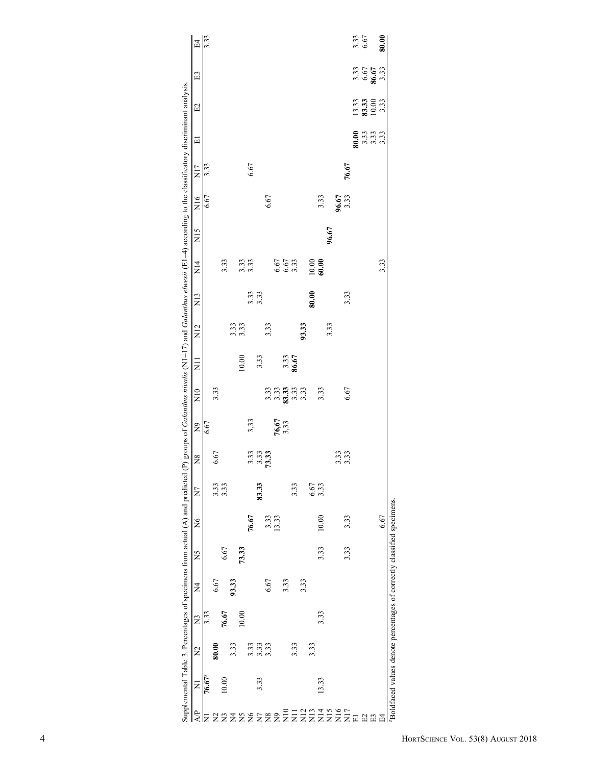Supplemental Table 3. Percentages of specimens from actual (A) and predicted (P) groups of *Galanthus nivalis* (N1–17) and *Galanthus elwesii* (E1–4) according to the classificatory discriminant analysis.

| A/P | N1 | N2 | N3 | N4 | N5 | N6 | N7 | N8 | N9 | N10 | N11 | N12 | N13 | N14 | N15 | N16 | N17 | E1 | E2 | E3 | E4 |
|---|---|---|---|---|---|---|---|---|---|---|---|---|---|---|---|---|---|---|---|---|---|
| N1 | **76.67**[z] | | 3.33 | | | | | | 6.67 | | | | | | | 6.67 | 3.33 | | | | 3.33 |
| N2 | | **80.00** | | 6.67 | | | 3.33 | 6.67 | | 3.33 | | | | | | | | | | | |
| N3 | 10.00 | | **76.67** | | 6.67 | | 3.33 | | | | | | | 3.33 | | | | | | | |
| N4 | | 3.33 | | **93.33** | | | | | | | | 3.33 | | | | | | | | | |
| N5 | 3.33 | | 10.00 | | **73.33** | | | | | | 10.00 | 3.33 | | | | | | | | | |
| N6 | | 3.33 | | | | **76.67** | | 3.33 | 3.33 | | | | 3.33 | 3.33 | | | 6.67 | | | | |
| N7 | | 3.33 | | | | | **83.33** | 3.33 | | | 3.33 | | 3.33 | 3.33 | | | | | | | |
| N8 | | 3.33 | | 6.67 | | 3.33 | | **73.33** | | 3.33 | | 3.33 | | | | 6.67 | | | | | |
| N9 | | | | | | 13.33 | | | **76.67** | 3.33 | | | | 6.67 | | | | | | | |
| N10 | | | | 3.33 | | | | | 3.33 | **83.33** | 3.33 | | | 6.67 | | | | | | | |
| N11 | | 3.33 | | | | | 3.33 | | | 3.33 | **86.67** | | | 3.33 | | | | | | | |
| N12 | | | | 3.33 | | | | | | 3.33 | | **93.33** | | | | | | | | | |
| N13 | | 3.33 | | | | | 6.67 | | | | | | **80.00** | 10.00 | | | | | | | |
| N14 | 13.33 | | 3.33 | | 3.33 | 10.00 | 3.33 | | | 3.33 | | | | **60.00** | | 3.33 | | | | | |
| N15 | | | | | | | | | | | | 3.33 | | | **96.67** | | | | | | |
| N16 | | | | | | | | 3.33 | | | | | | | | **96.67** | | | | | |
| N17 | | | | | 3.33 | 3.33 | | 3.33 | | 6.67 | | | 3.33 | | | 3.33 | **76.67** | | | | |
| E1 | | | | | | | | | | | | | | | | | | **80.00** | 13.33 | 3.33 | 3.33 |
| E2 | | | | | | | | | | | | | | | | | | 3.33 | **83.33** | 6.67 | 6.67 |
| E3 | | | | | | | | | | | | | | | | | | 3.33 | 10.00 | **86.67** | |
| E4 | | | | | | 6.67 | | | | | | | | 3.33 | | | | 3.33 | 3.33 | 3.33 | **80.00** |

[z]Boldfaced values denote percentages of correctly classified specimens.